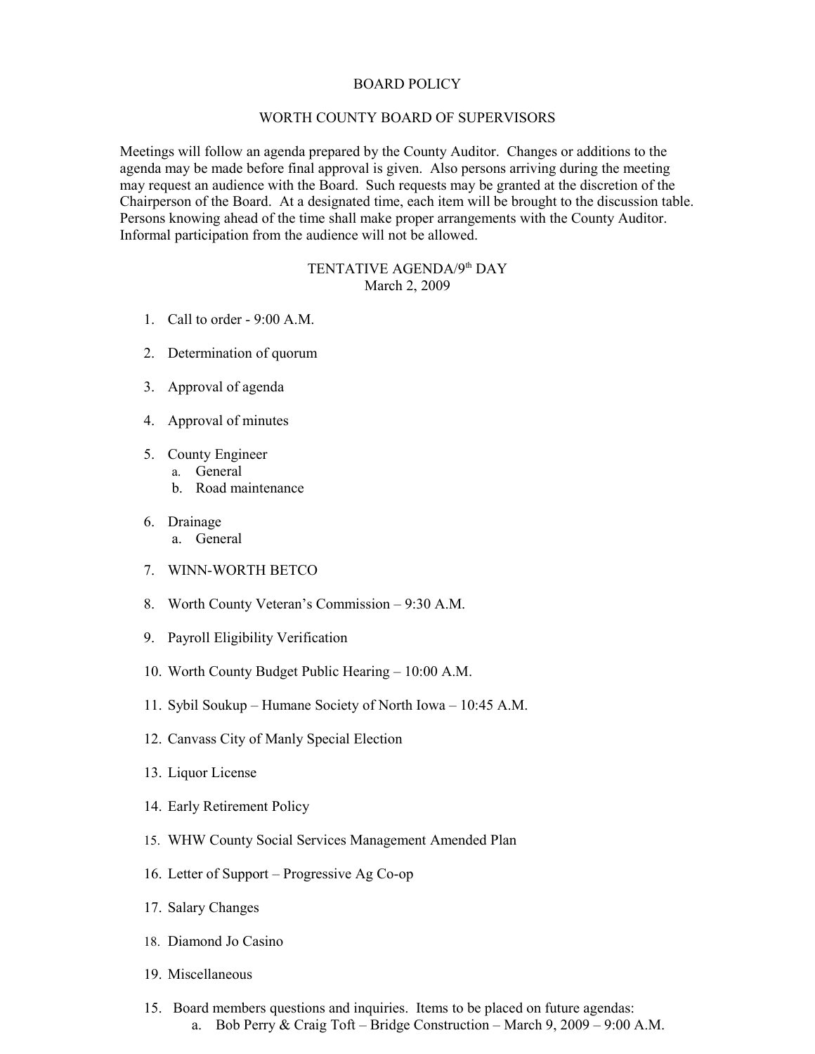BOARD POLICY

WORTH COUNTY BOARD OF SUPERVISORS

Meetings will follow an agenda prepared by the County Auditor. Changes or additions to the agenda may be made before final approval is given. Also persons arriving during the meeting may request an audience with the Board. Such requests may be granted at the discretion of the Chairperson of the Board. At a designated time, each item will be brought to the discussion table. Persons knowing ahead of the time shall make proper arrangements with the County Auditor. Informal participation from the audience will not be allowed.

TENTATIVE AGENDA/9th DAY
March 2, 2009

1. Call to order - 9:00 A.M.

2. Determination of quorum

3. Approval of agenda

4. Approval of minutes

5. County Engineer
   a. General
   b. Road maintenance

6. Drainage
   a. General

7. WINN-WORTH BETCO

8. Worth County Veteran's Commission – 9:30 A.M.

9. Payroll Eligibility Verification

10. Worth County Budget Public Hearing – 10:00 A.M.

11. Sybil Soukup – Humane Society of North Iowa – 10:45 A.M.

12. Canvass City of Manly Special Election

13. Liquor License

14. Early Retirement Policy

15. WHW County Social Services Management Amended Plan

16. Letter of Support – Progressive Ag Co-op

17. Salary Changes

18. Diamond Jo Casino

19. Miscellaneous

15\. Board members questions and inquiries. Items to be placed on future agendas:
   a. Bob Perry & Craig Toft – Bridge Construction – March 9, 2009 – 9:00 A.M.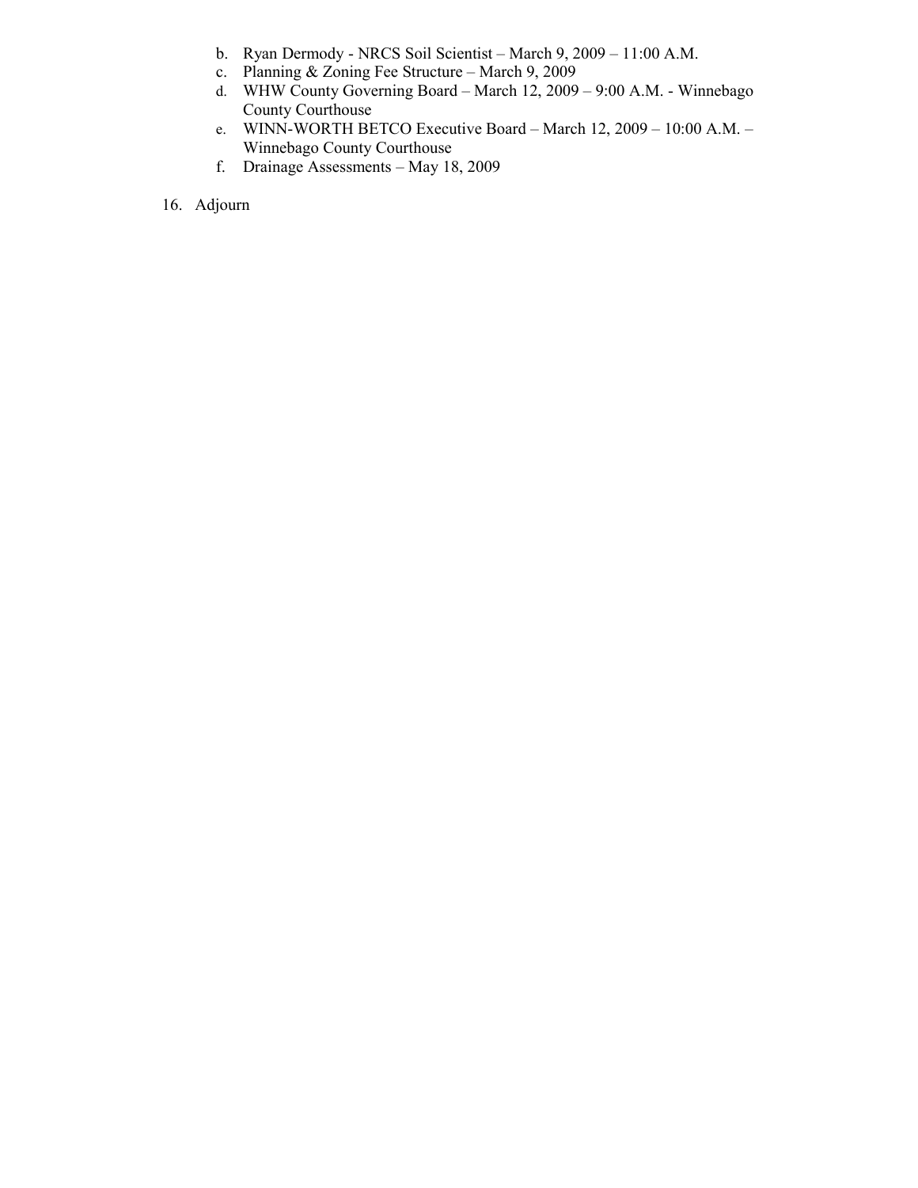b. Ryan Dermody - NRCS Soil Scientist – March 9, 2009 – 11:00 A.M.
c. Planning & Zoning Fee Structure – March 9, 2009
d. WHW County Governing Board – March 12, 2009 – 9:00 A.M. - Winnebago County Courthouse
e. WINN-WORTH BETCO Executive Board – March 12, 2009 – 10:00 A.M. – Winnebago County Courthouse
f. Drainage Assessments – May 18, 2009

16. Adjourn